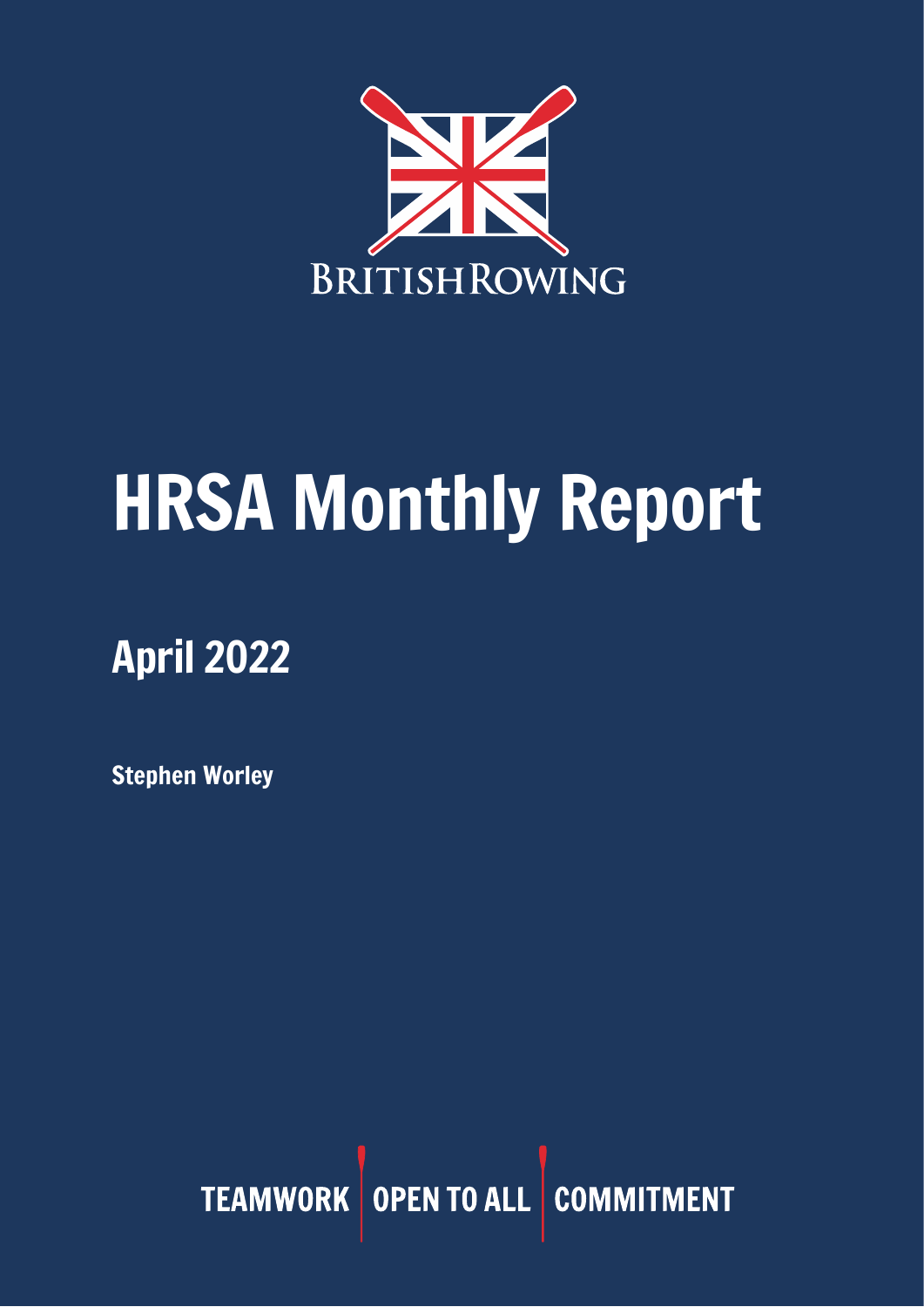BRITISH ROWING

# HRSA Monthly Report

## April 2022

**Stephen Worley**

TEAMWORK | OPEN TO ALL | COMMITMENT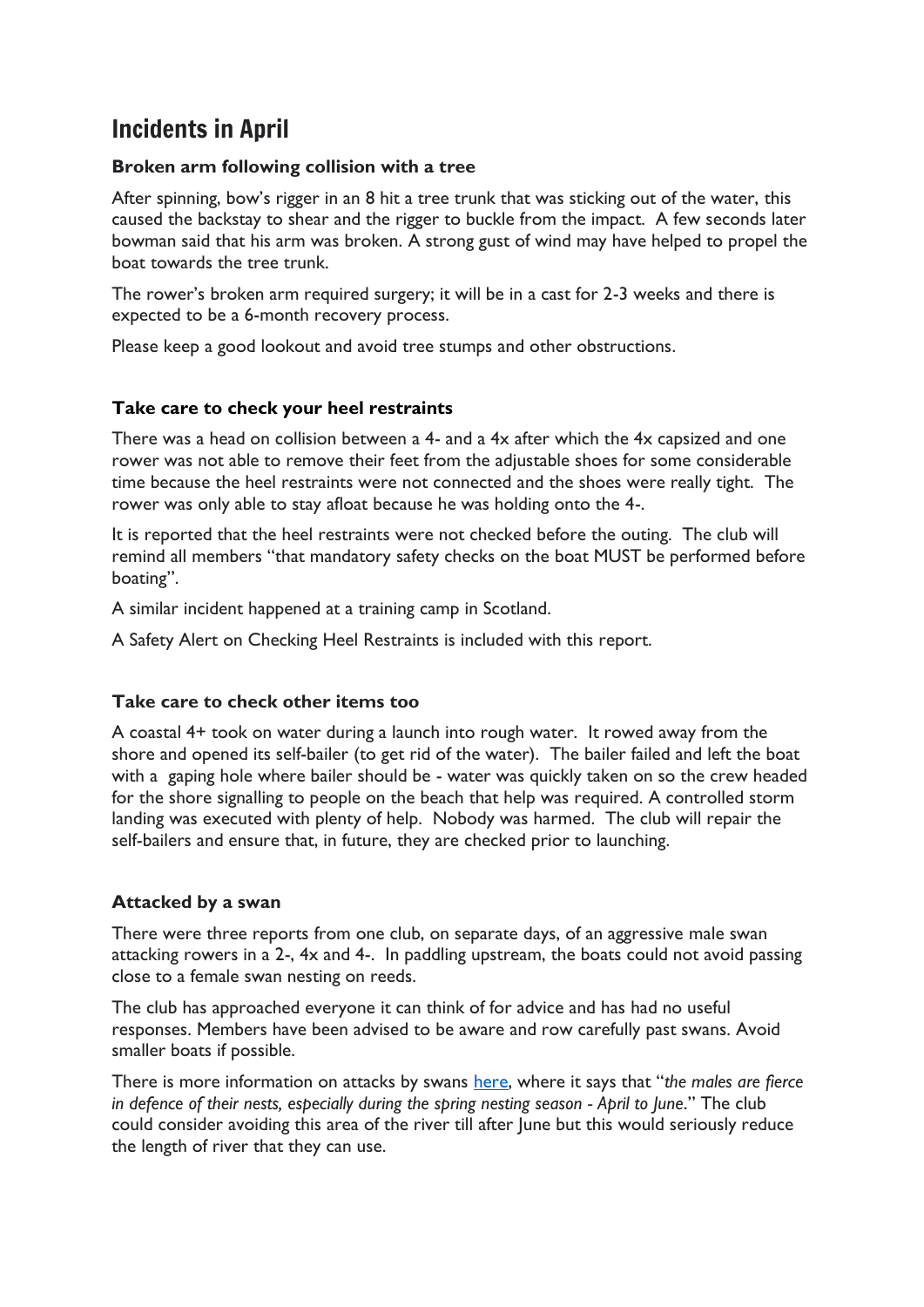# Incidents in April

**Broken arm following collision with a tree**

After spinning, bow's rigger in an 8 hit a tree trunk that was sticking out of the water, this caused the backstay to shear and the rigger to buckle from the impact. A few seconds later bowman said that his arm was broken. A strong gust of wind may have helped to propel the boat towards the tree trunk.

The rower's broken arm required surgery; it will be in a cast for 2-3 weeks and there is expected to be a 6-month recovery process.

Please keep a good lookout and avoid tree stumps and other obstructions.

**Take care to check your heel restraints**

There was a head on collision between a 4- and a 4x after which the 4x capsized and one rower was not able to remove their feet from the adjustable shoes for some considerable time because the heel restraints were not connected and the shoes were really tight. The rower was only able to stay afloat because he was holding onto the 4-.

It is reported that the heel restraints were not checked before the outing. The club will remind all members "that mandatory safety checks on the boat MUST be performed before boating".

A similar incident happened at a training camp in Scotland.

A Safety Alert on Checking Heel Restraints is included with this report.

**Take care to check other items too**

A coastal 4+ took on water during a launch into rough water. It rowed away from the shore and opened its self-bailer (to get rid of the water). The bailer failed and left the boat with a gaping hole where bailer should be - water was quickly taken on so the crew headed for the shore signalling to people on the beach that help was required. A controlled storm landing was executed with plenty of help. Nobody was harmed. The club will repair the self-bailers and ensure that, in future, they are checked prior to launching.

**Attacked by a swan**

There were three reports from one club, on separate days, of an aggressive male swan attacking rowers in a 2-, 4x and 4-. In paddling upstream, the boats could not avoid passing close to a female swan nesting on reeds.

The club has approached everyone it can think of for advice and has had no useful responses. Members have been advised to be aware and row carefully past swans. Avoid smaller boats if possible.

There is more information on attacks by swans here, where it says that "*the males are fierce in defence of their nests, especially during the spring nesting season - April to June*." The club could consider avoiding this area of the river till after June but this would seriously reduce the length of river that they can use.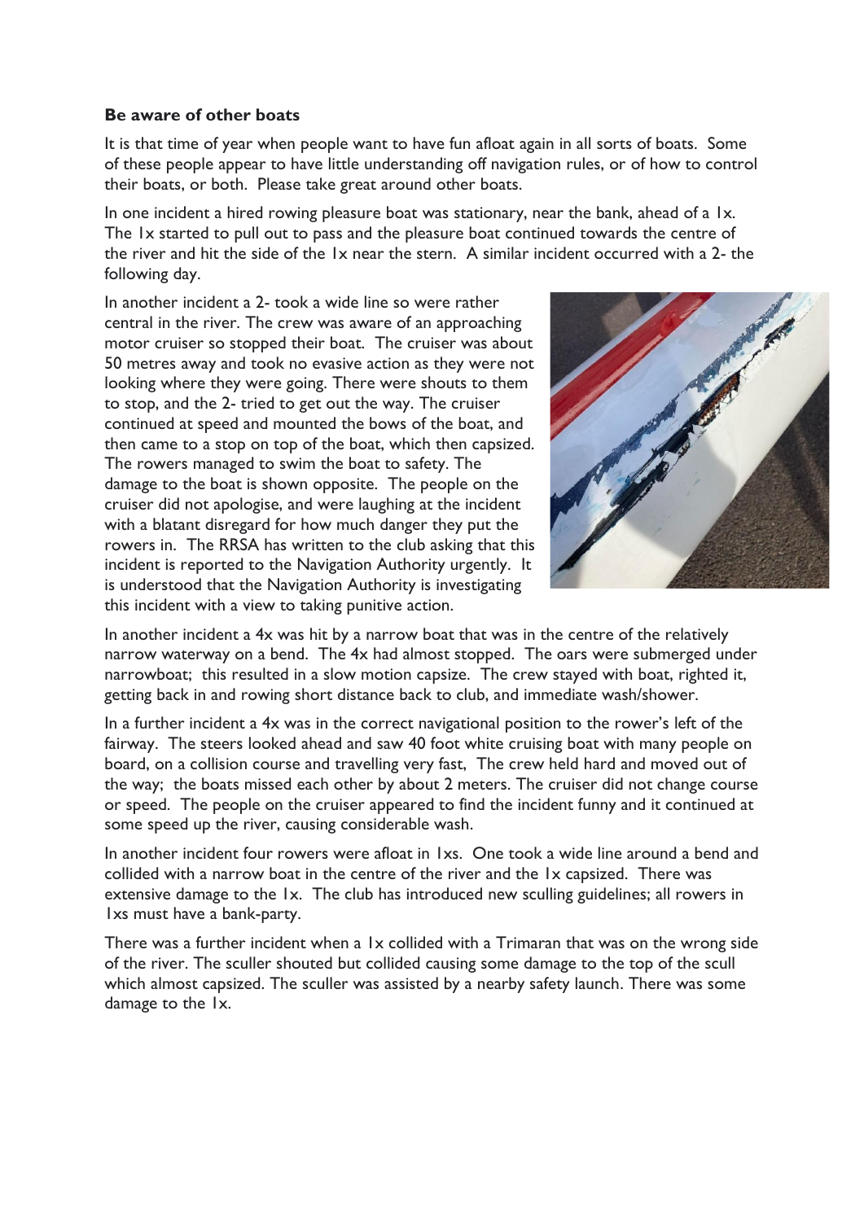**Be aware of other boats**

It is that time of year when people want to have fun afloat again in all sorts of boats. Some of these people appear to have little understanding off navigation rules, or of how to control their boats, or both. Please take great around other boats.

In one incident a hired rowing pleasure boat was stationary, near the bank, ahead of a 1x. The 1x started to pull out to pass and the pleasure boat continued towards the centre of the river and hit the side of the 1x near the stern. A similar incident occurred with a 2- the following day.

In another incident a 2- took a wide line so were rather central in the river. The crew was aware of an approaching motor cruiser so stopped their boat. The cruiser was about 50 metres away and took no evasive action as they were not looking where they were going. There were shouts to them to stop, and the 2- tried to get out the way. The cruiser continued at speed and mounted the bows of the boat, and then came to a stop on top of the boat, which then capsized. The rowers managed to swim the boat to safety. The damage to the boat is shown opposite. The people on the cruiser did not apologise, and were laughing at the incident with a blatant disregard for how much danger they put the rowers in. The RRSA has written to the club asking that this incident is reported to the Navigation Authority urgently. It is understood that the Navigation Authority is investigating this incident with a view to taking punitive action.

In another incident a 4x was hit by a narrow boat that was in the centre of the relatively narrow waterway on a bend. The 4x had almost stopped. The oars were submerged under narrowboat; this resulted in a slow motion capsize. The crew stayed with boat, righted it, getting back in and rowing short distance back to club, and immediate wash/shower.

In a further incident a 4x was in the correct navigational position to the rower's left of the fairway. The steers looked ahead and saw 40 foot white cruising boat with many people on board, on a collision course and travelling very fast, The crew held hard and moved out of the way; the boats missed each other by about 2 meters. The cruiser did not change course or speed. The people on the cruiser appeared to find the incident funny and it continued at some speed up the river, causing considerable wash.

In another incident four rowers were afloat in 1xs. One took a wide line around a bend and collided with a narrow boat in the centre of the river and the 1x capsized. There was extensive damage to the 1x. The club has introduced new sculling guidelines; all rowers in 1xs must have a bank-party.

There was a further incident when a 1x collided with a Trimaran that was on the wrong side of the river. The sculler shouted but collided causing some damage to the top of the scull which almost capsized. The sculler was assisted by a nearby safety launch. There was some damage to the 1x.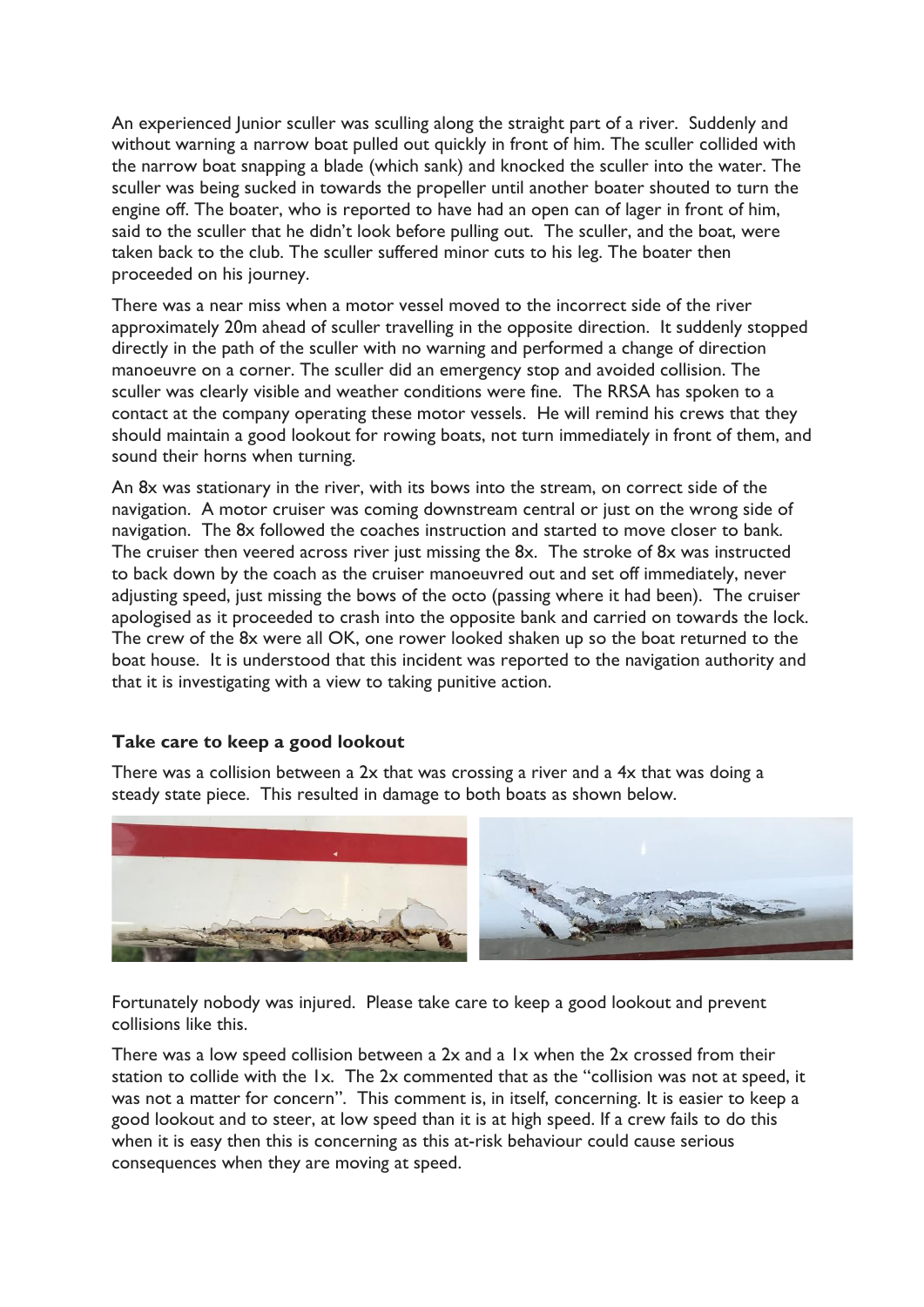An experienced Junior sculler was sculling along the straight part of a river. Suddenly and without warning a narrow boat pulled out quickly in front of him. The sculler collided with the narrow boat snapping a blade (which sank) and knocked the sculler into the water. The sculler was being sucked in towards the propeller until another boater shouted to turn the engine off. The boater, who is reported to have had an open can of lager in front of him, said to the sculler that he didn't look before pulling out. The sculler, and the boat, were taken back to the club. The sculler suffered minor cuts to his leg. The boater then proceeded on his journey.

There was a near miss when a motor vessel moved to the incorrect side of the river approximately 20m ahead of sculler travelling in the opposite direction. It suddenly stopped directly in the path of the sculler with no warning and performed a change of direction manoeuvre on a corner. The sculler did an emergency stop and avoided collision. The sculler was clearly visible and weather conditions were fine. The RRSA has spoken to a contact at the company operating these motor vessels. He will remind his crews that they should maintain a good lookout for rowing boats, not turn immediately in front of them, and sound their horns when turning.

An 8x was stationary in the river, with its bows into the stream, on correct side of the navigation. A motor cruiser was coming downstream central or just on the wrong side of navigation. The 8x followed the coaches instruction and started to move closer to bank. The cruiser then veered across river just missing the 8x. The stroke of 8x was instructed to back down by the coach as the cruiser manoeuvred out and set off immediately, never adjusting speed, just missing the bows of the octo (passing where it had been). The cruiser apologised as it proceeded to crash into the opposite bank and carried on towards the lock. The crew of the 8x were all OK, one rower looked shaken up so the boat returned to the boat house. It is understood that this incident was reported to the navigation authority and that it is investigating with a view to taking punitive action.

### Take care to keep a good lookout

There was a collision between a 2x that was crossing a river and a 4x that was doing a steady state piece. This resulted in damage to both boats as shown below.

Fortunately nobody was injured. Please take care to keep a good lookout and prevent collisions like this.

There was a low speed collision between a 2x and a 1x when the 2x crossed from their station to collide with the 1x. The 2x commented that as the "collision was not at speed, it was not a matter for concern". This comment is, in itself, concerning. It is easier to keep a good lookout and to steer, at low speed than it is at high speed. If a crew fails to do this when it is easy then this is concerning as this at-risk behaviour could cause serious consequences when they are moving at speed.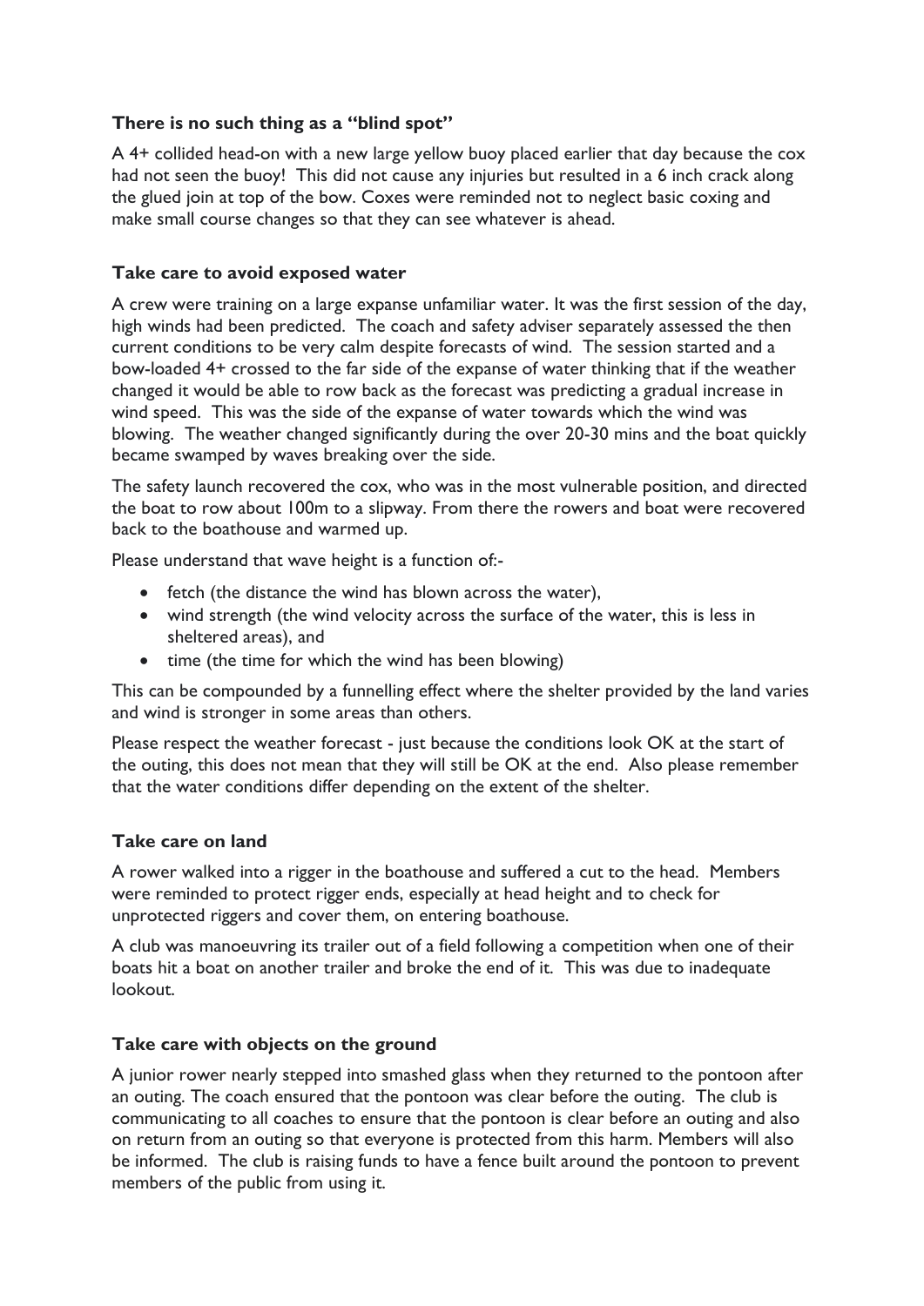### There is no such thing as a "blind spot"

A 4+ collided head-on with a new large yellow buoy placed earlier that day because the cox had not seen the buoy! This did not cause any injuries but resulted in a 6 inch crack along the glued join at top of the bow. Coxes were reminded not to neglect basic coxing and make small course changes so that they can see whatever is ahead.

### Take care to avoid exposed water

A crew were training on a large expanse unfamiliar water. It was the first session of the day, high winds had been predicted. The coach and safety adviser separately assessed the then current conditions to be very calm despite forecasts of wind. The session started and a bow-loaded 4+ crossed to the far side of the expanse of water thinking that if the weather changed it would be able to row back as the forecast was predicting a gradual increase in wind speed. This was the side of the expanse of water towards which the wind was blowing. The weather changed significantly during the over 20-30 mins and the boat quickly became swamped by waves breaking over the side.

The safety launch recovered the cox, who was in the most vulnerable position, and directed the boat to row about 100m to a slipway. From there the rowers and boat were recovered back to the boathouse and warmed up.

Please understand that wave height is a function of:-

- fetch (the distance the wind has blown across the water),
- wind strength (the wind velocity across the surface of the water, this is less in sheltered areas), and
- time (the time for which the wind has been blowing)

This can be compounded by a funnelling effect where the shelter provided by the land varies and wind is stronger in some areas than others.

Please respect the weather forecast - just because the conditions look OK at the start of the outing, this does not mean that they will still be OK at the end. Also please remember that the water conditions differ depending on the extent of the shelter.

### Take care on land

A rower walked into a rigger in the boathouse and suffered a cut to the head. Members were reminded to protect rigger ends, especially at head height and to check for unprotected riggers and cover them, on entering boathouse.

A club was manoeuvring its trailer out of a field following a competition when one of their boats hit a boat on another trailer and broke the end of it. This was due to inadequate lookout.

### Take care with objects on the ground

A junior rower nearly stepped into smashed glass when they returned to the pontoon after an outing. The coach ensured that the pontoon was clear before the outing. The club is communicating to all coaches to ensure that the pontoon is clear before an outing and also on return from an outing so that everyone is protected from this harm. Members will also be informed. The club is raising funds to have a fence built around the pontoon to prevent members of the public from using it.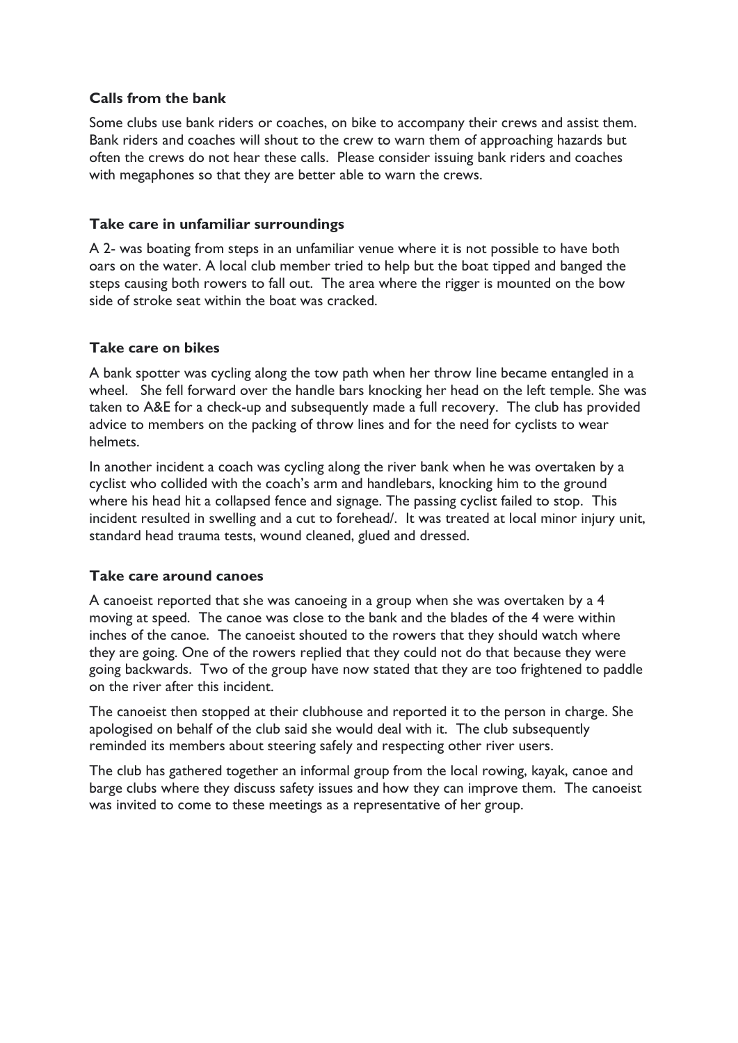### Calls from the bank

Some clubs use bank riders or coaches, on bike to accompany their crews and assist them. Bank riders and coaches will shout to the crew to warn them of approaching hazards but often the crews do not hear these calls. Please consider issuing bank riders and coaches with megaphones so that they are better able to warn the crews.

### Take care in unfamiliar surroundings

A 2- was boating from steps in an unfamiliar venue where it is not possible to have both oars on the water. A local club member tried to help but the boat tipped and banged the steps causing both rowers to fall out. The area where the rigger is mounted on the bow side of stroke seat within the boat was cracked.

### Take care on bikes

A bank spotter was cycling along the tow path when her throw line became entangled in a wheel. She fell forward over the handle bars knocking her head on the left temple. She was taken to A&E for a check-up and subsequently made a full recovery. The club has provided advice to members on the packing of throw lines and for the need for cyclists to wear helmets.

In another incident a coach was cycling along the river bank when he was overtaken by a cyclist who collided with the coach's arm and handlebars, knocking him to the ground where his head hit a collapsed fence and signage. The passing cyclist failed to stop. This incident resulted in swelling and a cut to forehead/. It was treated at local minor injury unit, standard head trauma tests, wound cleaned, glued and dressed.

### Take care around canoes

A canoeist reported that she was canoeing in a group when she was overtaken by a 4 moving at speed. The canoe was close to the bank and the blades of the 4 were within inches of the canoe. The canoeist shouted to the rowers that they should watch where they are going. One of the rowers replied that they could not do that because they were going backwards. Two of the group have now stated that they are too frightened to paddle on the river after this incident.

The canoeist then stopped at their clubhouse and reported it to the person in charge. She apologised on behalf of the club said she would deal with it. The club subsequently reminded its members about steering safely and respecting other river users.

The club has gathered together an informal group from the local rowing, kayak, canoe and barge clubs where they discuss safety issues and how they can improve them. The canoeist was invited to come to these meetings as a representative of her group.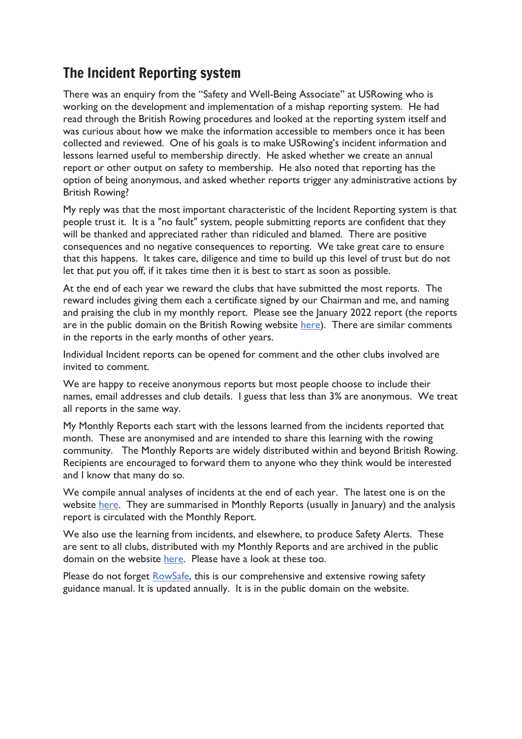## The Incident Reporting system

There was an enquiry from the "Safety and Well-Being Associate" at USRowing who is working on the development and implementation of a mishap reporting system. He had read through the British Rowing procedures and looked at the reporting system itself and was curious about how we make the information accessible to members once it has been collected and reviewed. One of his goals is to make USRowing's incident information and lessons learned useful to membership directly. He asked whether we create an annual report or other output on safety to membership. He also noted that reporting has the option of being anonymous, and asked whether reports trigger any administrative actions by British Rowing?

My reply was that the most important characteristic of the Incident Reporting system is that people trust it. It is a "no fault" system, people submitting reports are confident that they will be thanked and appreciated rather than ridiculed and blamed. There are positive consequences and no negative consequences to reporting. We take great care to ensure that this happens. It takes care, diligence and time to build up this level of trust but do not let that put you off, if it takes time then it is best to start as soon as possible.

At the end of each year we reward the clubs that have submitted the most reports. The reward includes giving them each a certificate signed by our Chairman and me, and naming and praising the club in my monthly report. Please see the January 2022 report (the reports are in the public domain on the British Rowing website here). There are similar comments in the reports in the early months of other years.

Individual Incident reports can be opened for comment and the other clubs involved are invited to comment.

We are happy to receive anonymous reports but most people choose to include their names, email addresses and club details. I guess that less than 3% are anonymous. We treat all reports in the same way.

My Monthly Reports each start with the lessons learned from the incidents reported that month. These are anonymised and are intended to share this learning with the rowing community. The Monthly Reports are widely distributed within and beyond British Rowing. Recipients are encouraged to forward them to anyone who they think would be interested and I know that many do so.

We compile annual analyses of incidents at the end of each year. The latest one is on the website here. They are summarised in Monthly Reports (usually in January) and the analysis report is circulated with the Monthly Report.

We also use the learning from incidents, and elsewhere, to produce Safety Alerts. These are sent to all clubs, distributed with my Monthly Reports and are archived in the public domain on the website here. Please have a look at these too.

Please do not forget RowSafe, this is our comprehensive and extensive rowing safety guidance manual. It is updated annually. It is in the public domain on the website.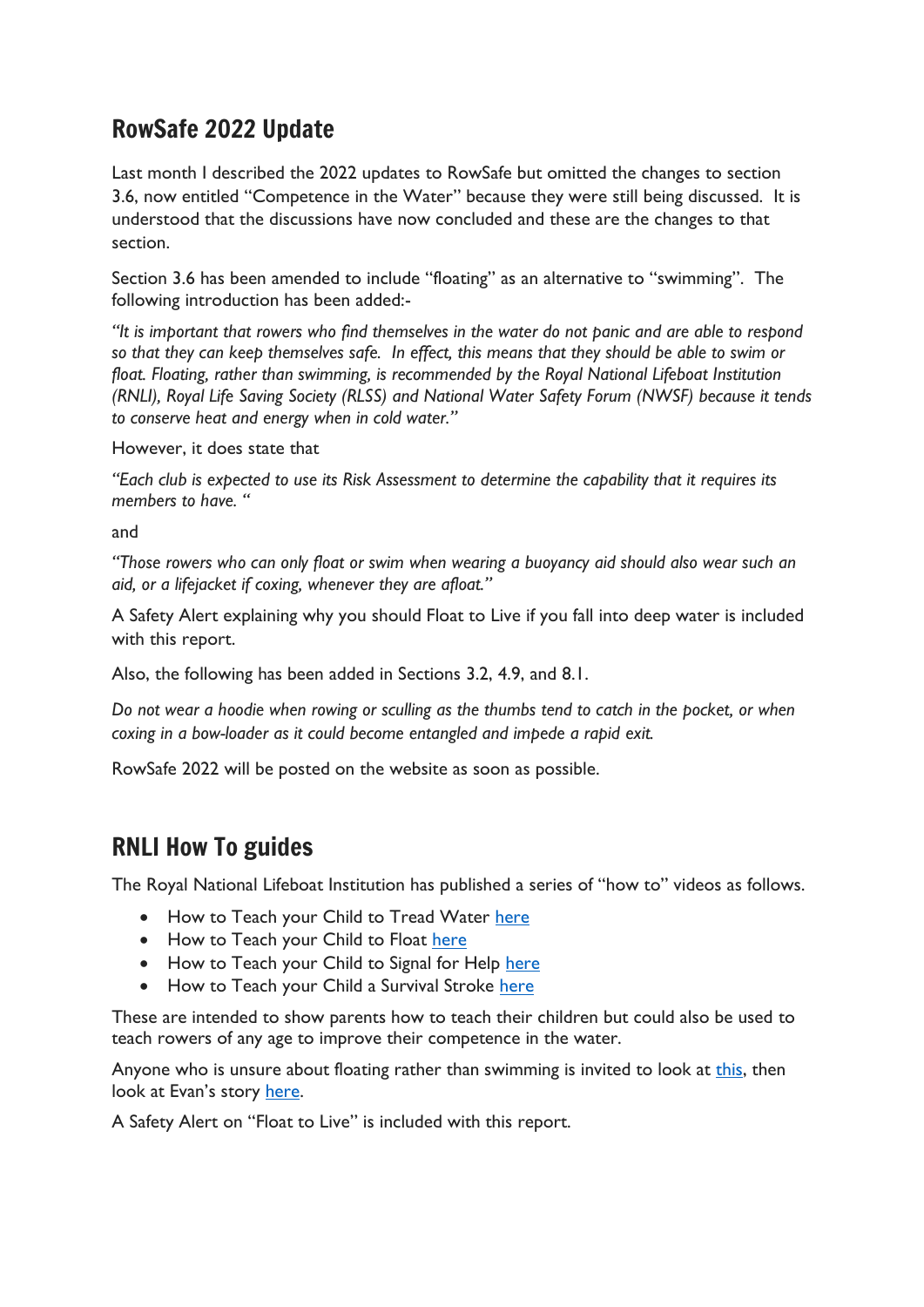## RowSafe 2022 Update

Last month I described the 2022 updates to RowSafe but omitted the changes to section 3.6, now entitled "Competence in the Water" because they were still being discussed. It is understood that the discussions have now concluded and these are the changes to that section.

Section 3.6 has been amended to include "floating" as an alternative to "swimming". The following introduction has been added:-

*"It is important that rowers who find themselves in the water do not panic and are able to respond so that they can keep themselves safe. In effect, this means that they should be able to swim or float. Floating, rather than swimming, is recommended by the Royal National Lifeboat Institution (RNLI), Royal Life Saving Society (RLSS) and National Water Safety Forum (NWSF) because it tends to conserve heat and energy when in cold water."*

However, it does state that

*"Each club is expected to use its Risk Assessment to determine the capability that it requires its members to have. "*

and

*"Those rowers who can only float or swim when wearing a buoyancy aid should also wear such an aid, or a lifejacket if coxing, whenever they are afloat."*

A Safety Alert explaining why you should Float to Live if you fall into deep water is included with this report.

Also, the following has been added in Sections 3.2, 4.9, and 8.1.

*Do not wear a hoodie when rowing or sculling as the thumbs tend to catch in the pocket, or when coxing in a bow-loader as it could become entangled and impede a rapid exit.*

RowSafe 2022 will be posted on the website as soon as possible.

## RNLI How To guides

The Royal National Lifeboat Institution has published a series of "how to" videos as follows.

- How to Teach your Child to Tread Water here
- How to Teach your Child to Float here
- How to Teach your Child to Signal for Help here
- How to Teach your Child a Survival Stroke here

These are intended to show parents how to teach their children but could also be used to teach rowers of any age to improve their competence in the water.

Anyone who is unsure about floating rather than swimming is invited to look at this, then look at Evan's story here.

A Safety Alert on "Float to Live" is included with this report.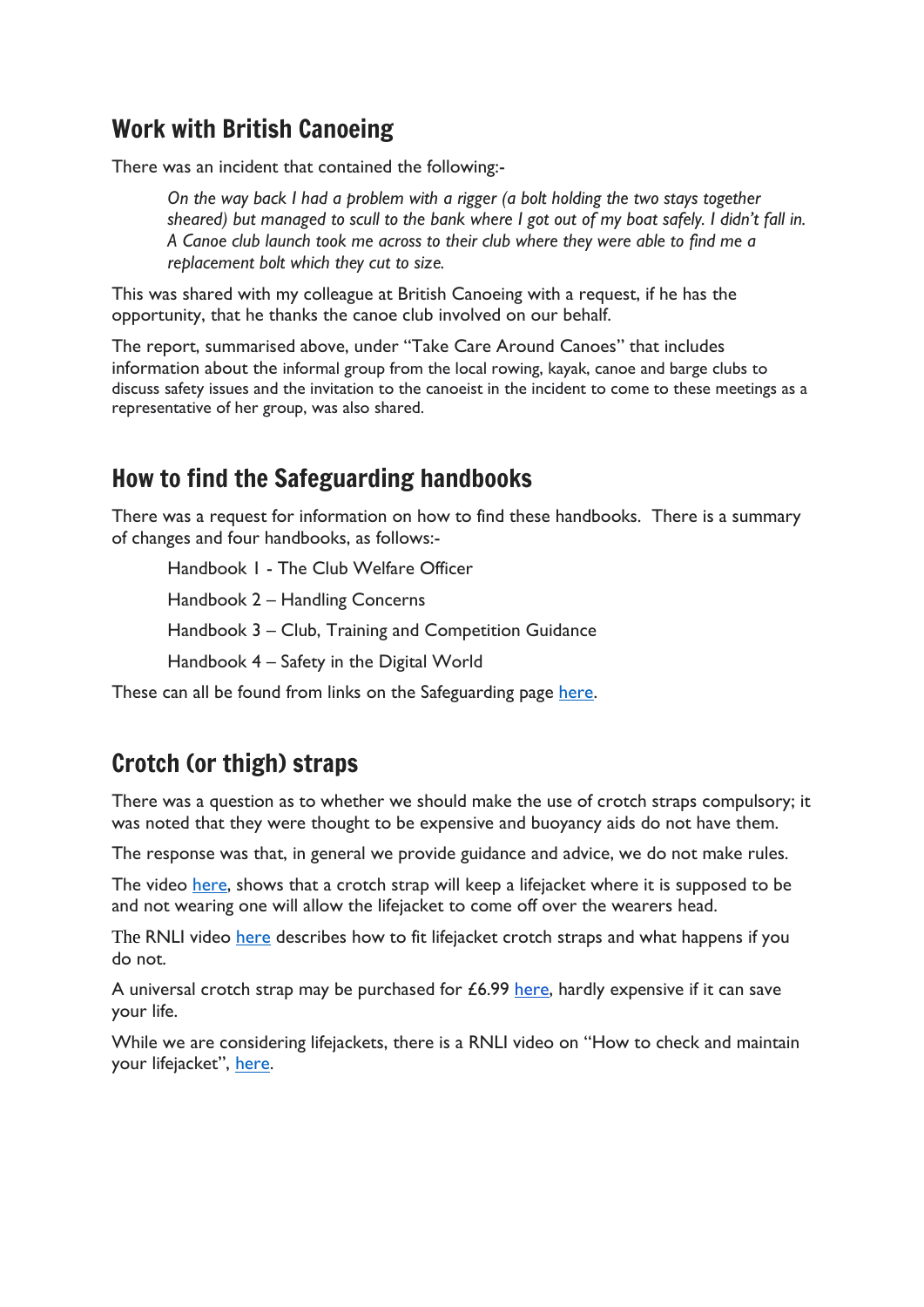## Work with British Canoeing

There was an incident that contained the following:-

> *On the way back I had a problem with a rigger (a bolt holding the two stays together sheared) but managed to scull to the bank where I got out of my boat safely. I didn't fall in. A Canoe club launch took me across to their club where they were able to find me a replacement bolt which they cut to size.*

This was shared with my colleague at British Canoeing with a request, if he has the opportunity, that he thanks the canoe club involved on our behalf.

The report, summarised above, under "Take Care Around Canoes" that includes information about the informal group from the local rowing, kayak, canoe and barge clubs to discuss safety issues and the invitation to the canoeist in the incident to come to these meetings as a representative of her group, was also shared.

## How to find the Safeguarding handbooks

There was a request for information on how to find these handbooks. There is a summary of changes and four handbooks, as follows:-

- Handbook 1 - The Club Welfare Officer
- Handbook 2 – Handling Concerns
- Handbook 3 – Club, Training and Competition Guidance
- Handbook 4 – Safety in the Digital World

These can all be found from links on the Safeguarding page here.

## Crotch (or thigh) straps

There was a question as to whether we should make the use of crotch straps compulsory; it was noted that they were thought to be expensive and buoyancy aids do not have them.

The response was that, in general we provide guidance and advice, we do not make rules.

The video here, shows that a crotch strap will keep a lifejacket where it is supposed to be and not wearing one will allow the lifejacket to come off over the wearers head.

The RNLI video here describes how to fit lifejacket crotch straps and what happens if you do not.

A universal crotch strap may be purchased for £6.99 here, hardly expensive if it can save your life.

While we are considering lifejackets, there is a RNLI video on "How to check and maintain your lifejacket", here.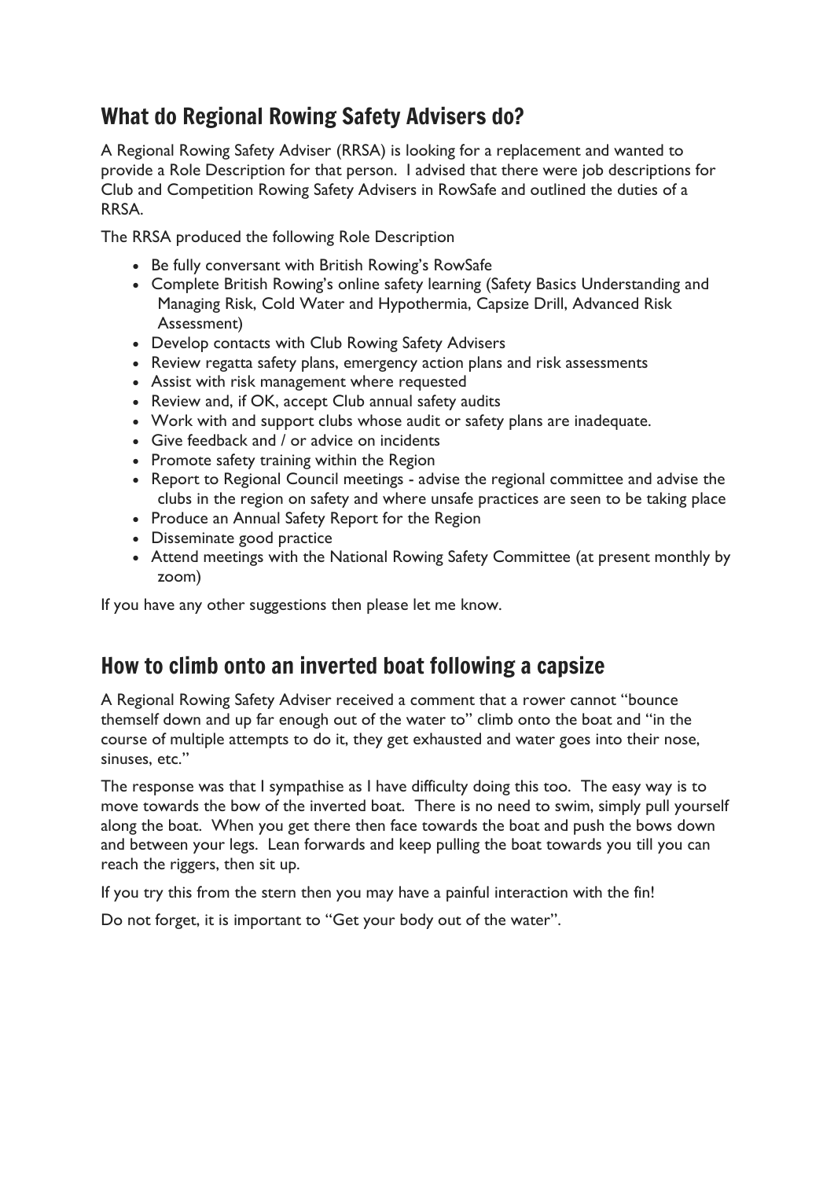## What do Regional Rowing Safety Advisers do?

A Regional Rowing Safety Adviser (RRSA) is looking for a replacement and wanted to provide a Role Description for that person. I advised that there were job descriptions for Club and Competition Rowing Safety Advisers in RowSafe and outlined the duties of a RRSA.

The RRSA produced the following Role Description

- Be fully conversant with British Rowing's RowSafe
- Complete British Rowing's online safety learning (Safety Basics Understanding and Managing Risk, Cold Water and Hypothermia, Capsize Drill, Advanced Risk Assessment)
- Develop contacts with Club Rowing Safety Advisers
- Review regatta safety plans, emergency action plans and risk assessments
- Assist with risk management where requested
- Review and, if OK, accept Club annual safety audits
- Work with and support clubs whose audit or safety plans are inadequate.
- Give feedback and / or advice on incidents
- Promote safety training within the Region
- Report to Regional Council meetings - advise the regional committee and advise the clubs in the region on safety and where unsafe practices are seen to be taking place
- Produce an Annual Safety Report for the Region
- Disseminate good practice
- Attend meetings with the National Rowing Safety Committee (at present monthly by zoom)

If you have any other suggestions then please let me know.

## How to climb onto an inverted boat following a capsize

A Regional Rowing Safety Adviser received a comment that a rower cannot "bounce themself down and up far enough out of the water to" climb onto the boat and "in the course of multiple attempts to do it, they get exhausted and water goes into their nose, sinuses, etc."

The response was that I sympathise as I have difficulty doing this too. The easy way is to move towards the bow of the inverted boat. There is no need to swim, simply pull yourself along the boat. When you get there then face towards the boat and push the bows down and between your legs. Lean forwards and keep pulling the boat towards you till you can reach the riggers, then sit up.

If you try this from the stern then you may have a painful interaction with the fin!

Do not forget, it is important to "Get your body out of the water".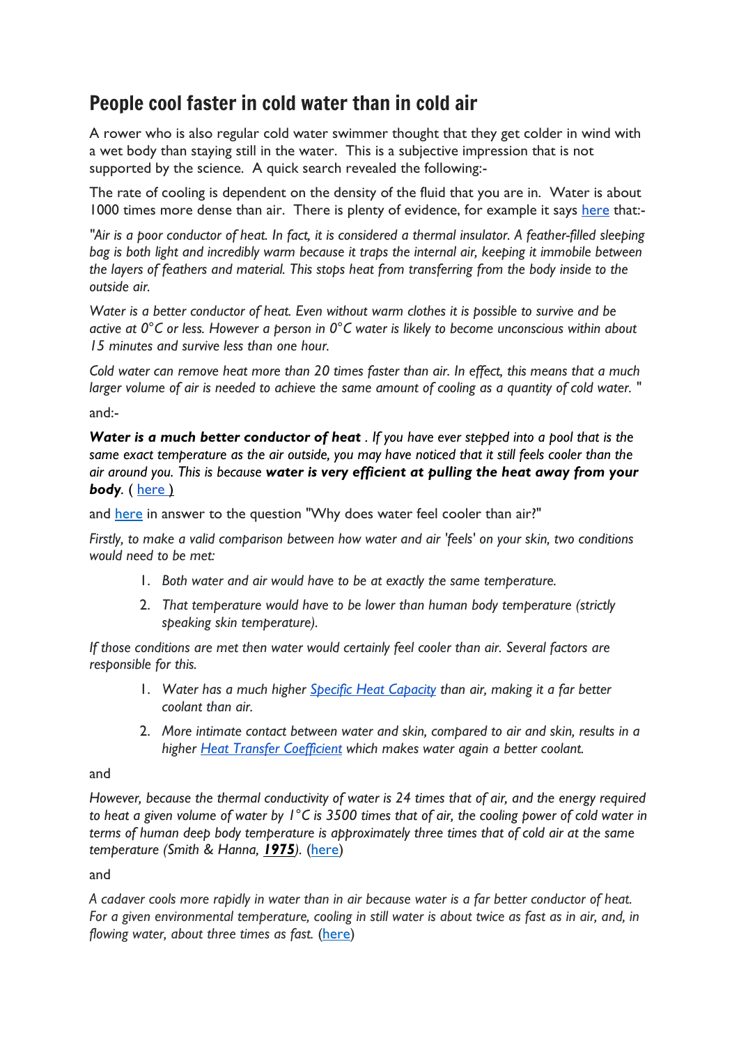## People cool faster in cold water than in cold air

A rower who is also regular cold water swimmer thought that they get colder in wind with a wet body than staying still in the water. This is a subjective impression that is not supported by the science. A quick search revealed the following:-

The rate of cooling is dependent on the density of the fluid that you are in. Water is about 1000 times more dense than air. There is plenty of evidence, for example it says here that:-

*"Air is a poor conductor of heat. In fact, it is considered a thermal insulator. A feather-filled sleeping bag is both light and incredibly warm because it traps the internal air, keeping it immobile between the layers of feathers and material. This stops heat from transferring from the body inside to the outside air.*

*Water is a better conductor of heat. Even without warm clothes it is possible to survive and be active at 0°C or less. However a person in 0°C water is likely to become unconscious within about 15 minutes and survive less than one hour.*

*Cold water can remove heat more than 20 times faster than air. In effect, this means that a much larger volume of air is needed to achieve the same amount of cooling as a quantity of cold water. "*

and:-

***Water is a much better conductor of heat**. If you have ever stepped into a pool that is the same exact temperature as the air outside, you may have noticed that it still feels cooler than the air around you. This is because **water is very efficient at pulling the heat away from your body**.* ( here )

and here in answer to the question "Why does water feel cooler than air?"

*Firstly, to make a valid comparison between how water and air 'feels' on your skin, two conditions would need to be met:*

1. *Both water and air would have to be at exactly the same temperature.*
2. *That temperature would have to be lower than human body temperature (strictly speaking skin temperature).*

*If those conditions are met then water would certainly feel cooler than air. Several factors are responsible for this.*

1. *Water has a much higher Specific Heat Capacity than air, making it a far better coolant than air.*
2. *More intimate contact between water and skin, compared to air and skin, results in a higher Heat Transfer Coefficient which makes water again a better coolant.*

and

*However, because the thermal conductivity of water is 24 times that of air, and the energy required to heat a given volume of water by 1°C is 3500 times that of air, the cooling power of cold water in terms of human deep body temperature is approximately three times that of cold air at the same temperature (Smith & Hanna, **1975**).* (here)

and

*A cadaver cools more rapidly in water than in air because water is a far better conductor of heat. For a given environmental temperature, cooling in still water is about twice as fast as in air, and, in flowing water, about three times as fast.* (here)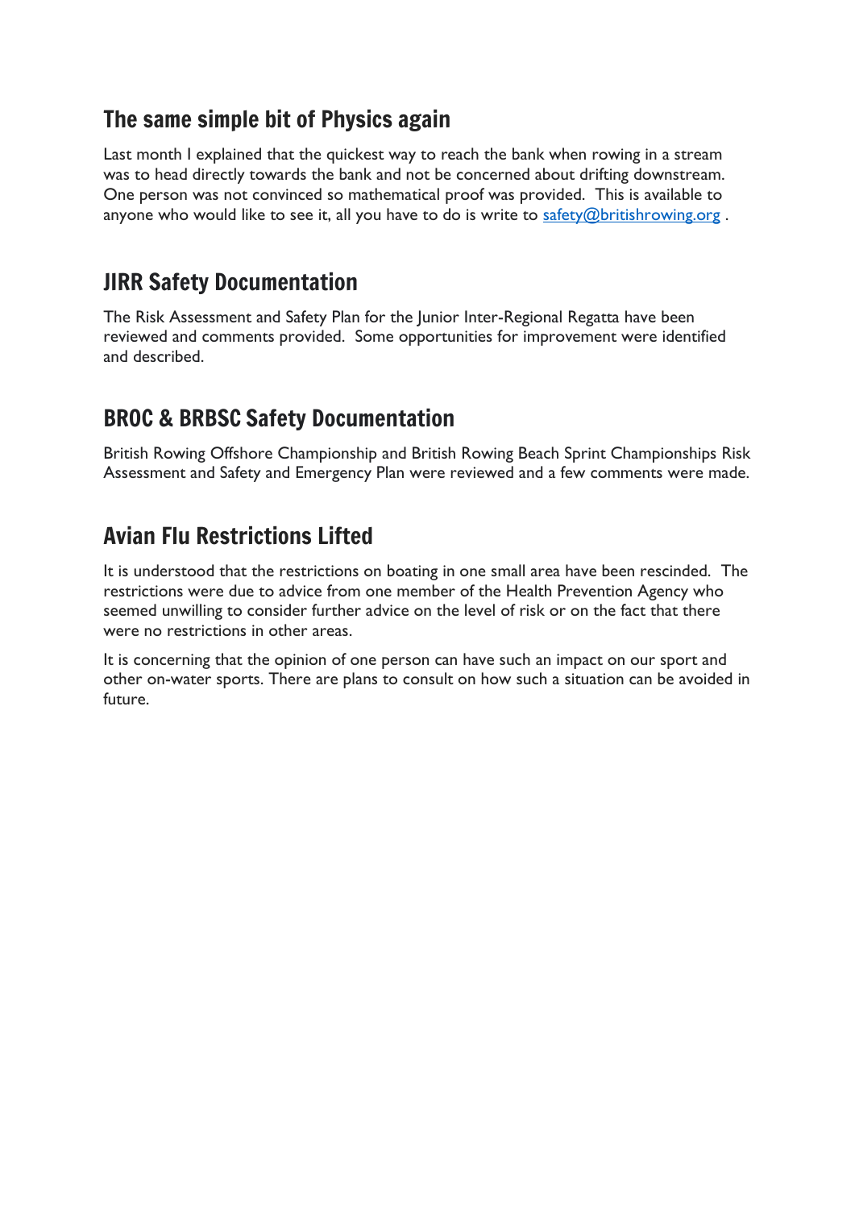## The same simple bit of Physics again

Last month I explained that the quickest way to reach the bank when rowing in a stream was to head directly towards the bank and not be concerned about drifting downstream. One person was not convinced so mathematical proof was provided. This is available to anyone who would like to see it, all you have to do is write to safety@britishrowing.org .

## JIRR Safety Documentation

The Risk Assessment and Safety Plan for the Junior Inter-Regional Regatta have been reviewed and comments provided. Some opportunities for improvement were identified and described.

## BROC & BRBSC Safety Documentation

British Rowing Offshore Championship and British Rowing Beach Sprint Championships Risk Assessment and Safety and Emergency Plan were reviewed and a few comments were made.

## Avian Flu Restrictions Lifted

It is understood that the restrictions on boating in one small area have been rescinded. The restrictions were due to advice from one member of the Health Prevention Agency who seemed unwilling to consider further advice on the level of risk or on the fact that there were no restrictions in other areas.

It is concerning that the opinion of one person can have such an impact on our sport and other on-water sports. There are plans to consult on how such a situation can be avoided in future.